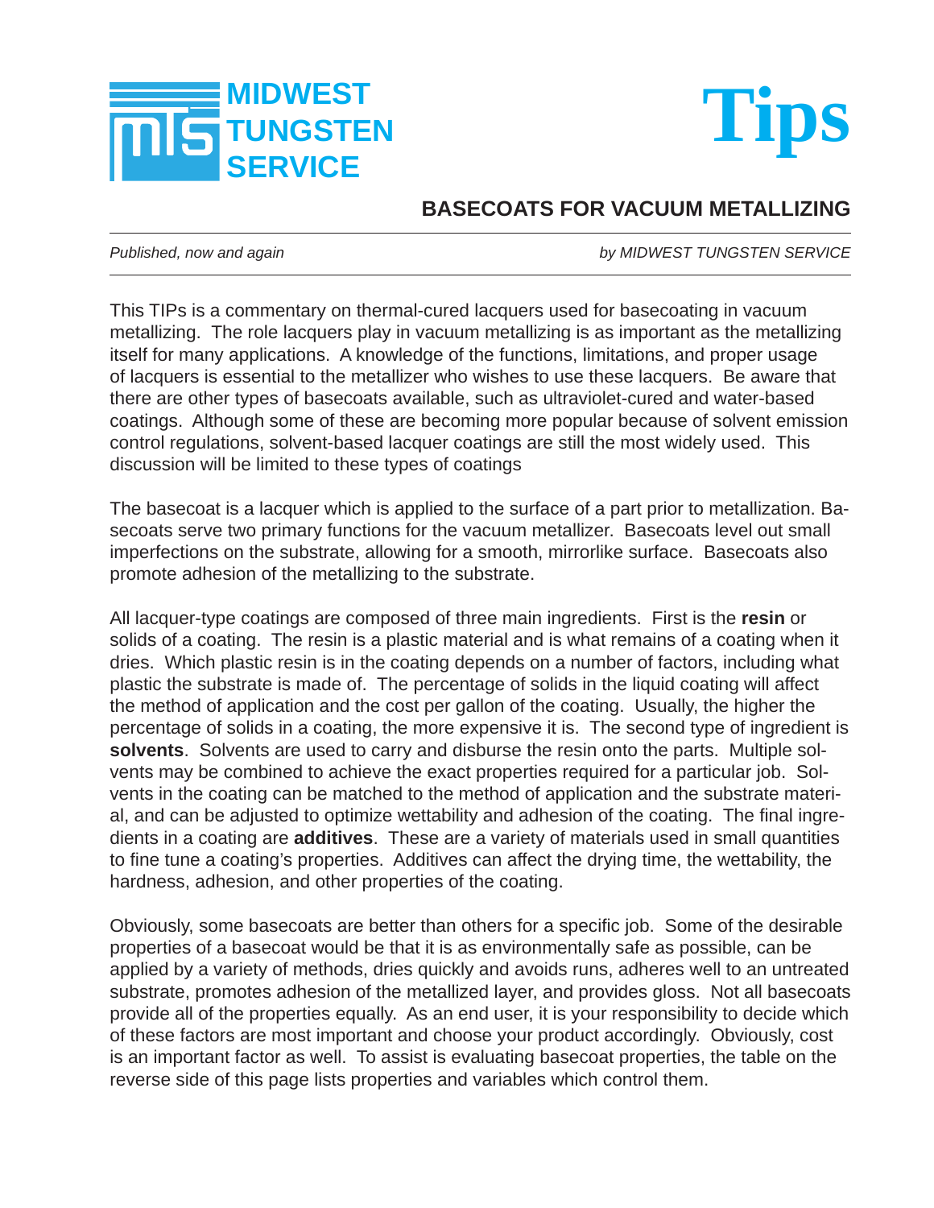MIDWEST TUNGSTEN SERVICE

# Tips

## BASECOATS FOR VACUUM METALLIZING

*Published, now and again* *by MIDWEST TUNGSTEN SERVICE*

This TIPs is a commentary on thermal-cured lacquers used for basecoating in vacuum metallizing. The role lacquers play in vacuum metallizing is as important as the metallizing itself for many applications. A knowledge of the functions, limitations, and proper usage of lacquers is essential to the metallizer who wishes to use these lacquers. Be aware that there are other types of basecoats available, such as ultraviolet-cured and water-based coatings. Although some of these are becoming more popular because of solvent emission control regulations, solvent-based lacquer coatings are still the most widely used. This discussion will be limited to these types of coatings

The basecoat is a lacquer which is applied to the surface of a part prior to metallization. Basecoats serve two primary functions for the vacuum metallizer. Basecoats level out small imperfections on the substrate, allowing for a smooth, mirrorlike surface. Basecoats also promote adhesion of the metallizing to the substrate.

All lacquer-type coatings are composed of three main ingredients. First is the **resin** or solids of a coating. The resin is a plastic material and is what remains of a coating when it dries. Which plastic resin is in the coating depends on a number of factors, including what plastic the substrate is made of. The percentage of solids in the liquid coating will affect the method of application and the cost per gallon of the coating. Usually, the higher the percentage of solids in a coating, the more expensive it is. The second type of ingredient is **solvents**. Solvents are used to carry and disburse the resin onto the parts. Multiple solvents may be combined to achieve the exact properties required for a particular job. Solvents in the coating can be matched to the method of application and the substrate material, and can be adjusted to optimize wettability and adhesion of the coating. The final ingredients in a coating are **additives**. These are a variety of materials used in small quantities to fine tune a coating's properties. Additives can affect the drying time, the wettability, the hardness, adhesion, and other properties of the coating.

Obviously, some basecoats are better than others for a specific job. Some of the desirable properties of a basecoat would be that it is as environmentally safe as possible, can be applied by a variety of methods, dries quickly and avoids runs, adheres well to an untreated substrate, promotes adhesion of the metallized layer, and provides gloss. Not all basecoats provide all of the properties equally. As an end user, it is your responsibility to decide which of these factors are most important and choose your product accordingly. Obviously, cost is an important factor as well. To assist is evaluating basecoat properties, the table on the reverse side of this page lists properties and variables which control them.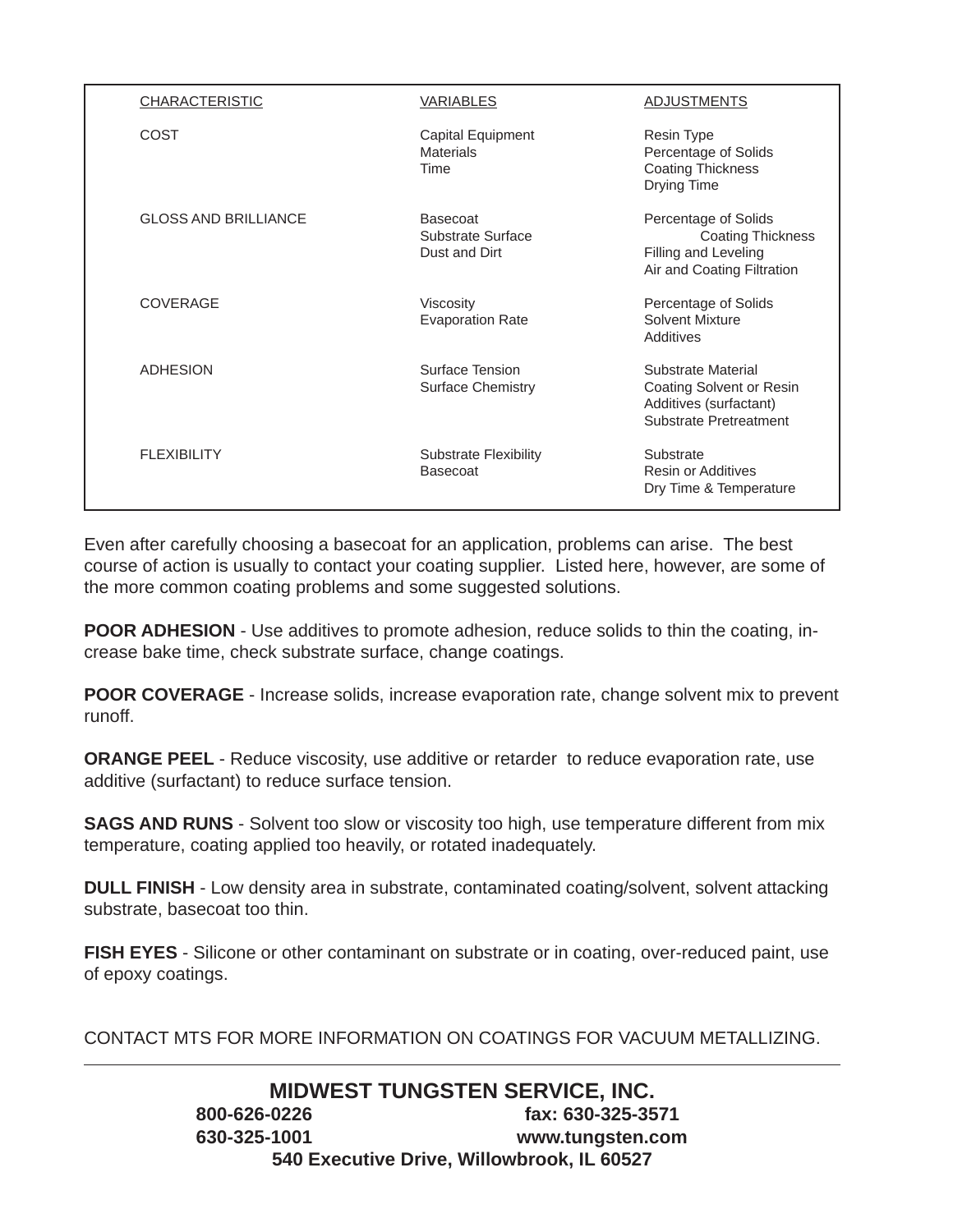| CHARACTERISTIC | VARIABLES | ADJUSTMENTS |
|---|---|---|
| COST | Capital Equipment<br>Materials<br>Time | Resin Type<br>Percentage of Solids<br>Coating Thickness<br>Drying Time |
| GLOSS AND BRILLIANCE | Basecoat<br>Substrate Surface<br>Dust and Dirt | Percentage of Solids<br>Coating Thickness<br>Filling and Leveling<br>Air and Coating Filtration |
| COVERAGE | Viscosity<br>Evaporation Rate | Percentage of Solids<br>Solvent Mixture<br>Additives |
| ADHESION | Surface Tension<br>Surface Chemistry | Substrate Material<br>Coating Solvent or Resin<br>Additives (surfactant)<br>Substrate Pretreatment |
| FLEXIBILITY | Substrate Flexibility<br>Basecoat | Substrate<br>Resin or Additives<br>Dry Time & Temperature |

Even after carefully choosing a basecoat for an application, problems can arise. The best course of action is usually to contact your coating supplier. Listed here, however, are some of the more common coating problems and some suggested solutions.

**POOR ADHESION** - Use additives to promote adhesion, reduce solids to thin the coating, increase bake time, check substrate surface, change coatings.

**POOR COVERAGE** - Increase solids, increase evaporation rate, change solvent mix to prevent runoff.

**ORANGE PEEL** - Reduce viscosity, use additive or retarder to reduce evaporation rate, use additive (surfactant) to reduce surface tension.

**SAGS AND RUNS** - Solvent too slow or viscosity too high, use temperature different from mix temperature, coating applied too heavily, or rotated inadequately.

**DULL FINISH** - Low density area in substrate, contaminated coating/solvent, solvent attacking substrate, basecoat too thin.

**FISH EYES** - Silicone or other contaminant on substrate or in coating, over-reduced paint, use of epoxy coatings.

CONTACT MTS FOR MORE INFORMATION ON COATINGS FOR VACUUM METALLIZING.

---

**MIDWEST TUNGSTEN SERVICE, INC.**

**800-626-0226** **fax: 630-325-3571**

**630-325-1001** **www.tungsten.com**

**540 Executive Drive, Willowbrook, IL 60527**